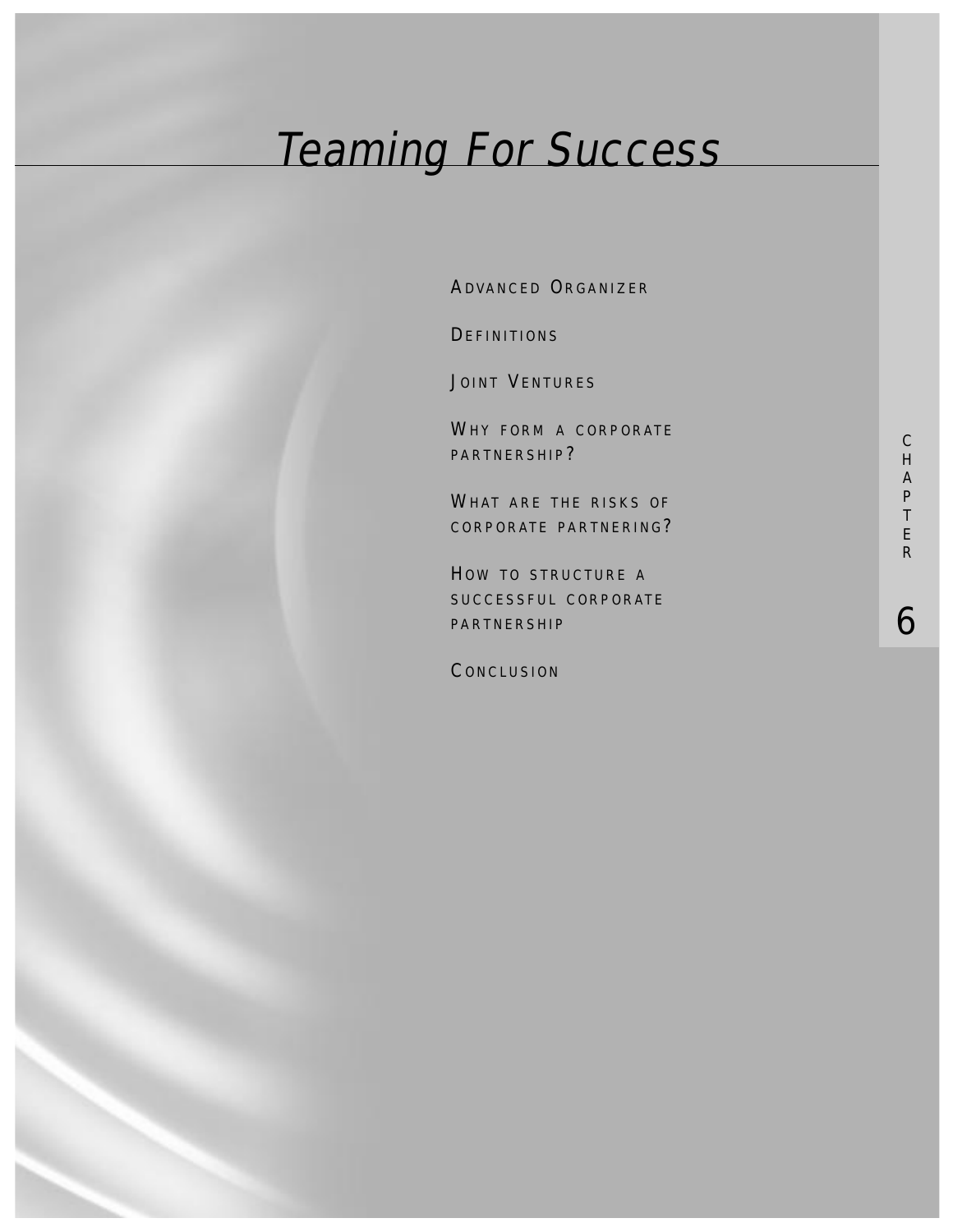# Teaming For Success

CHAPTER 6

ADVANCED ORGANIZER

DEFINITIONS

JOINT VENTURES

WHY FORM A CORPORATE PARTNERSHIP?

WHAT ARE THE RISKS OF CORPORATE PARTNERING?

HOW TO STRUCTURE A SUCCESSFUL CORPORATE PARTNERSHIP

CONCLUSION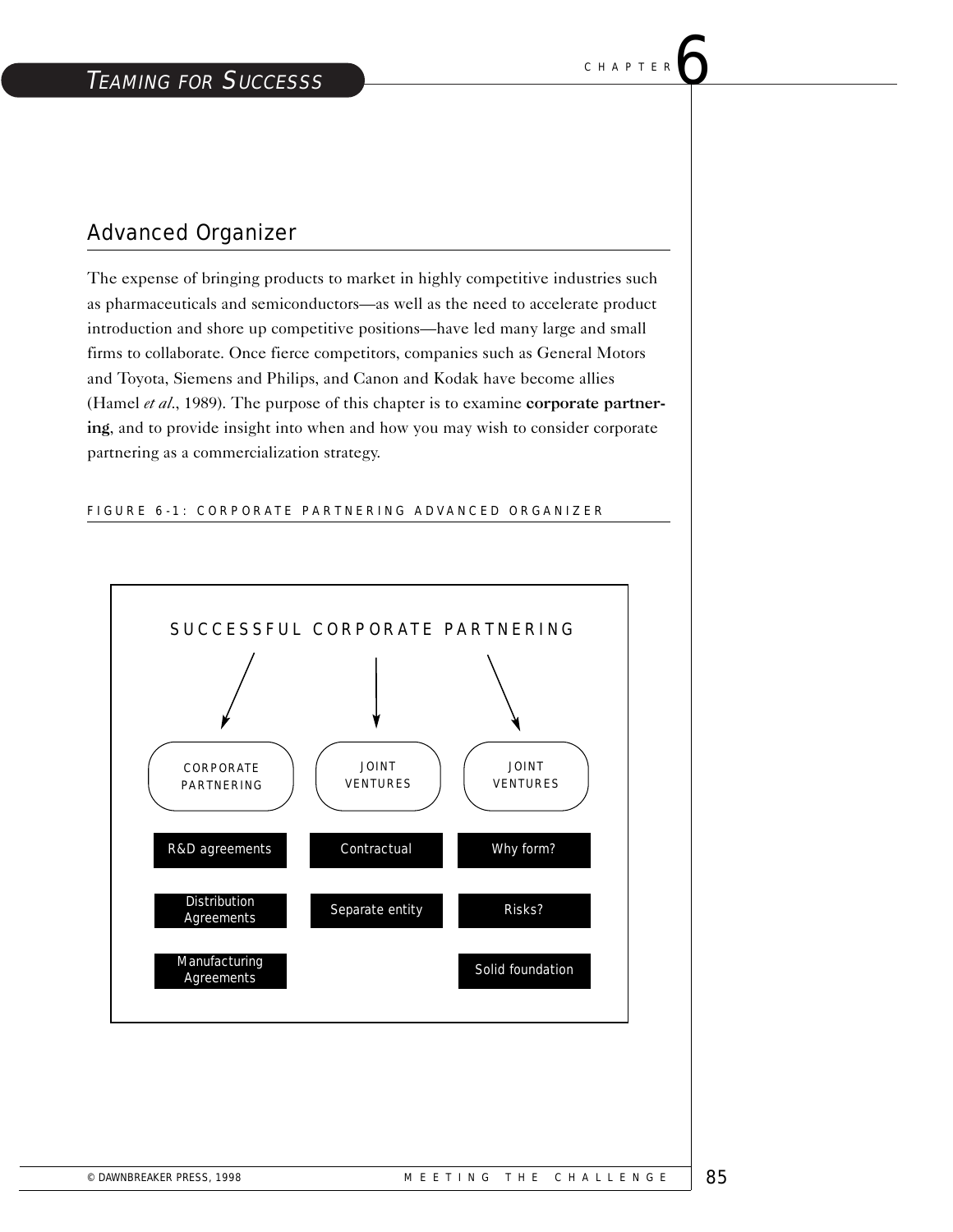## Advanced Organizer

The expense of bringing products to market in highly competitive industries such as pharmaceuticals and semiconductors—as well as the need to accelerate product introduction and shore up competitive positions—have led many large and small firms to collaborate. Once fierce competitors, companies such as General Motors and Toyota, Siemens and Philips, and Canon and Kodak have become allies (Hamel *et al*., 1989). The purpose of this chapter is to examine **corporate partnering**, and to provide insight into when and how you may wish to consider corporate partnering as a commercialization strategy.

FIGURE 6-1: CORPORATE PARTNERING ADVANCED ORGANIZER

SUCCESSFUL CORPORATE PARTNERING

| CORPORATE PARTNERING | JOINT VENTURES | JOINT VENTURES |
|---|---|---|
| R&D agreements | Contractual | Why form? |
| Distribution Agreements | Separate entity | Risks? |
| Manufacturing Agreements | | Solid foundation |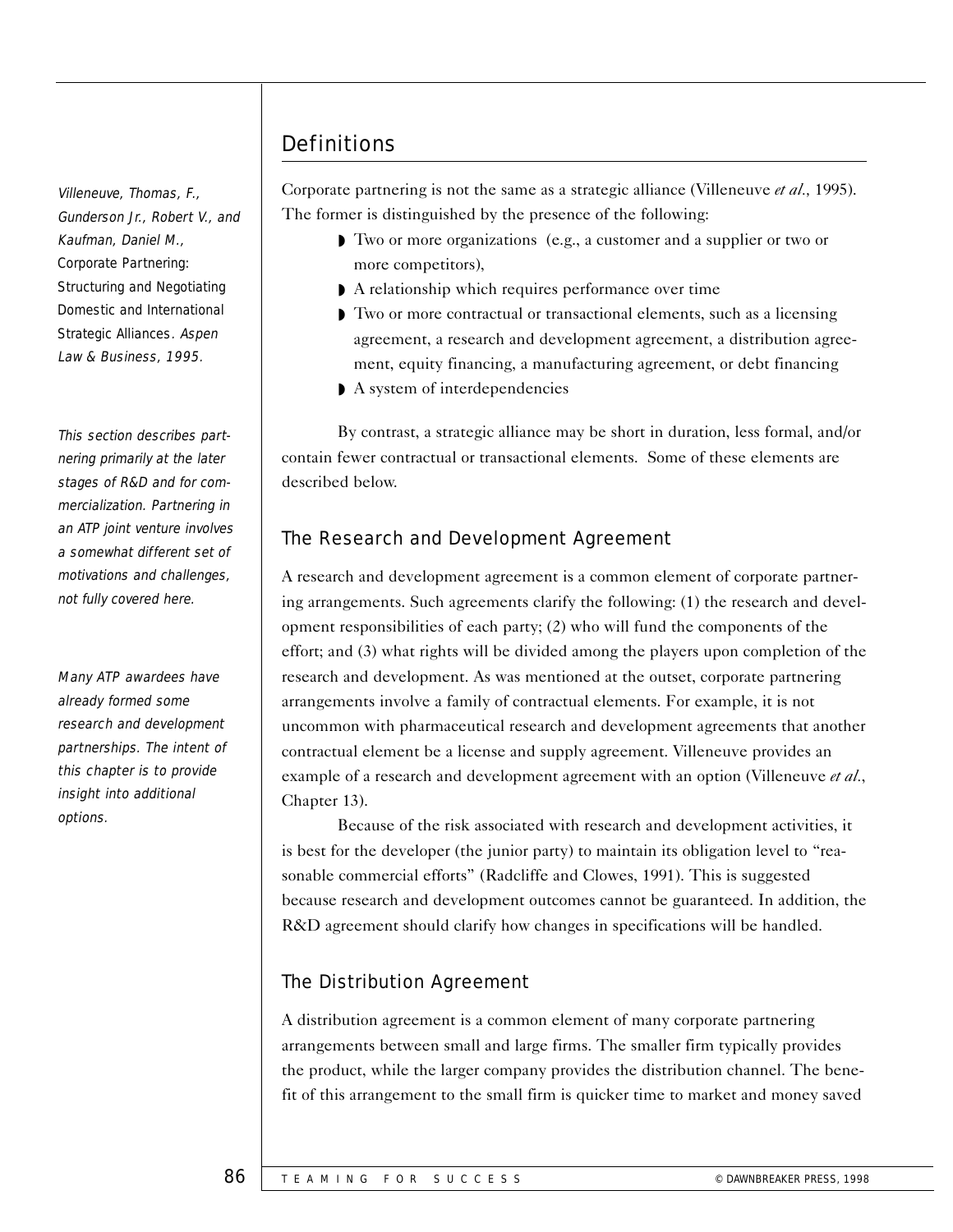## Definitions

*Villeneuve, Thomas, F., Gunderson Jr., Robert V., and Kaufman, Daniel M.,* Corporate Partnering: Structuring and Negotiating Domestic and International Strategic Alliances. *Aspen Law & Business, 1995.*

Corporate partnering is not the same as a strategic alliance (Villeneuve *et al.*, 1995). The former is distinguished by the presence of the following:

- Two or more organizations (e.g., a customer and a supplier or two or more competitors),
- A relationship which requires performance over time
- Two or more contractual or transactional elements, such as a licensing agreement, a research and development agreement, a distribution agreement, equity financing, a manufacturing agreement, or debt financing
- A system of interdependencies

*This section describes partnering primarily at the later stages of R&D and for commercialization. Partnering in an ATP joint venture involves a somewhat different set of motivations and challenges, not fully covered here.*

By contrast, a strategic alliance may be short in duration, less formal, and/or contain fewer contractual or transactional elements. Some of these elements are described below.

### The Research and Development Agreement

*Many ATP awardees have already formed some research and development partnerships. The intent of this chapter is to provide insight into additional options.*

A research and development agreement is a common element of corporate partnering arrangements. Such agreements clarify the following: (1) the research and development responsibilities of each party; (2) who will fund the components of the effort; and (3) what rights will be divided among the players upon completion of the research and development. As was mentioned at the outset, corporate partnering arrangements involve a family of contractual elements. For example, it is not uncommon with pharmaceutical research and development agreements that another contractual element be a license and supply agreement. Villeneuve provides an example of a research and development agreement with an option (Villeneuve *et al.*, Chapter 13).

Because of the risk associated with research and development activities, it is best for the developer (the junior party) to maintain its obligation level to "reasonable commercial efforts" (Radcliffe and Clowes, 1991). This is suggested because research and development outcomes cannot be guaranteed. In addition, the R&D agreement should clarify how changes in specifications will be handled.

### The Distribution Agreement

A distribution agreement is a common element of many corporate partnering arrangements between small and large firms. The smaller firm typically provides the product, while the larger company provides the distribution channel. The benefit of this arrangement to the small firm is quicker time to market and money saved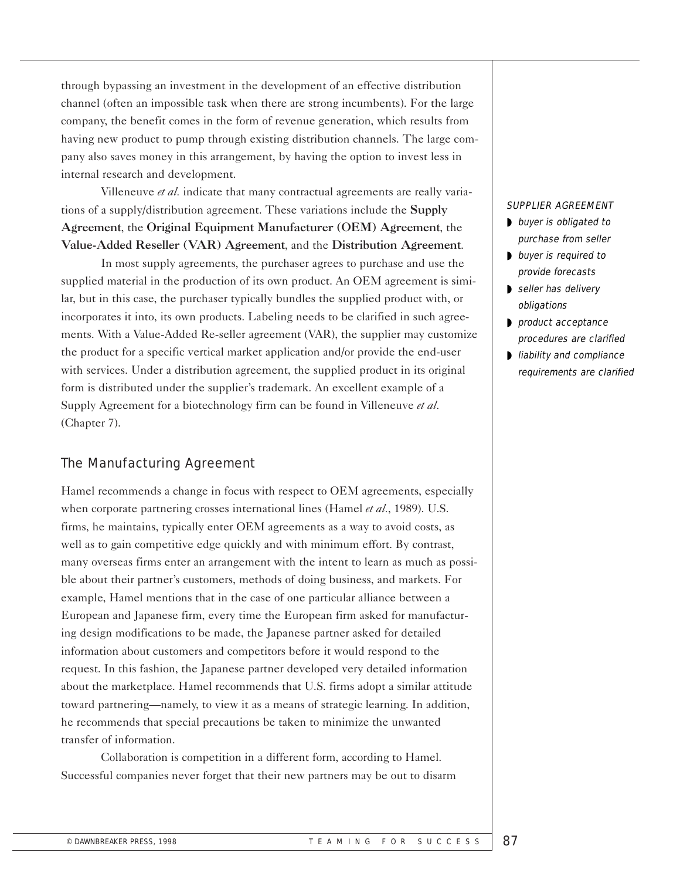through bypassing an investment in the development of an effective distribution channel (often an impossible task when there are strong incumbents). For the large company, the benefit comes in the form of revenue generation, which results from having new product to pump through existing distribution channels. The large company also saves money in this arrangement, by having the option to invest less in internal research and development.

Villeneuve *et al.* indicate that many contractual agreements are really variations of a supply/distribution agreement. These variations include the **Supply Agreement**, the **Original Equipment Manufacturer (OEM) Agreement**, the **Value-Added Reseller (VAR) Agreement**, and the **Distribution Agreement**.

In most supply agreements, the purchaser agrees to purchase and use the supplied material in the production of its own product. An OEM agreement is similar, but in this case, the purchaser typically bundles the supplied product with, or incorporates it into, its own products. Labeling needs to be clarified in such agreements. With a Value-Added Re-seller agreement (VAR), the supplier may customize the product for a specific vertical market application and/or provide the end-user with services. Under a distribution agreement, the supplied product in its original form is distributed under the supplier's trademark. An excellent example of a Supply Agreement for a biotechnology firm can be found in Villeneuve *et al.* (Chapter 7).

*SUPPLIER AGREEMENT*

- *buyer is obligated to purchase from seller*
- *buyer is required to provide forecasts*
- *seller has delivery obligations*
- *product acceptance procedures are clarified*
- *liability and compliance requirements are clarified*

## The Manufacturing Agreement

Hamel recommends a change in focus with respect to OEM agreements, especially when corporate partnering crosses international lines (Hamel *et al.*, 1989). U.S. firms, he maintains, typically enter OEM agreements as a way to avoid costs, as well as to gain competitive edge quickly and with minimum effort. By contrast, many overseas firms enter an arrangement with the intent to learn as much as possible about their partner's customers, methods of doing business, and markets. For example, Hamel mentions that in the case of one particular alliance between a European and Japanese firm, every time the European firm asked for manufacturing design modifications to be made, the Japanese partner asked for detailed information about customers and competitors before it would respond to the request. In this fashion, the Japanese partner developed very detailed information about the marketplace. Hamel recommends that U.S. firms adopt a similar attitude toward partnering—namely, to view it as a means of strategic learning. In addition, he recommends that special precautions be taken to minimize the unwanted transfer of information.

Collaboration is competition in a different form, according to Hamel. Successful companies never forget that their new partners may be out to disarm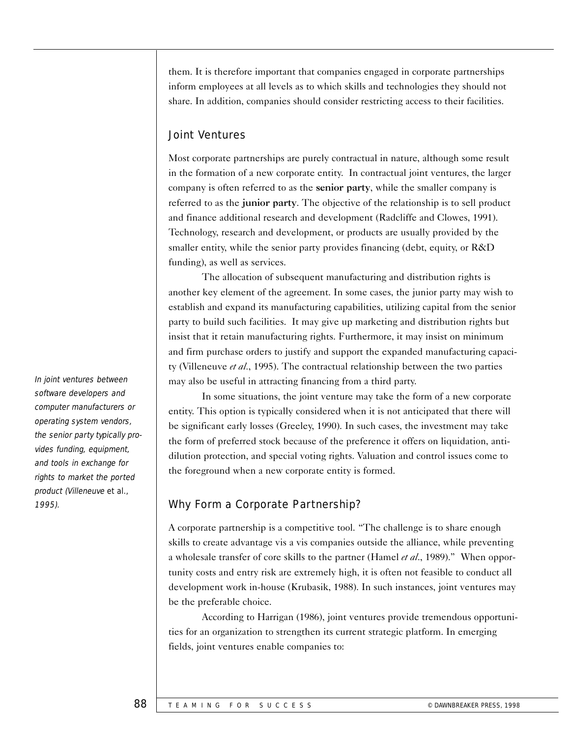them. It is therefore important that companies engaged in corporate partnerships inform employees at all levels as to which skills and technologies they should not share. In addition, companies should consider restricting access to their facilities.

## Joint Ventures

Most corporate partnerships are purely contractual in nature, although some result in the formation of a new corporate entity. In contractual joint ventures, the larger company is often referred to as the **senior party**, while the smaller company is referred to as the **junior party**. The objective of the relationship is to sell product and finance additional research and development (Radcliffe and Clowes, 1991). Technology, research and development, or products are usually provided by the smaller entity, while the senior party provides financing (debt, equity, or R&D funding), as well as services.

The allocation of subsequent manufacturing and distribution rights is another key element of the agreement. In some cases, the junior party may wish to establish and expand its manufacturing capabilities, utilizing capital from the senior party to build such facilities. It may give up marketing and distribution rights but insist that it retain manufacturing rights. Furthermore, it may insist on minimum and firm purchase orders to justify and support the expanded manufacturing capacity (Villeneuve *et al.*, 1995). The contractual relationship between the two parties may also be useful in attracting financing from a third party.

*In joint ventures between software developers and computer manufacturers or operating system vendors, the senior party typically provides funding, equipment, and tools in exchange for rights to market the ported product (Villeneuve et al., 1995).*

In some situations, the joint venture may take the form of a new corporate entity. This option is typically considered when it is not anticipated that there will be significant early losses (Greeley, 1990). In such cases, the investment may take the form of preferred stock because of the preference it offers on liquidation, anti-dilution protection, and special voting rights. Valuation and control issues come to the foreground when a new corporate entity is formed.

## Why Form a Corporate Partnership?

A corporate partnership is a competitive tool. "The challenge is to share enough skills to create advantage vis a vis companies outside the alliance, while preventing a wholesale transfer of core skills to the partner (Hamel *et al.*, 1989)." When opportunity costs and entry risk are extremely high, it is often not feasible to conduct all development work in-house (Krubasik, 1988). In such instances, joint ventures may be the preferable choice.

According to Harrigan (1986), joint ventures provide tremendous opportunities for an organization to strengthen its current strategic platform. In emerging fields, joint ventures enable companies to: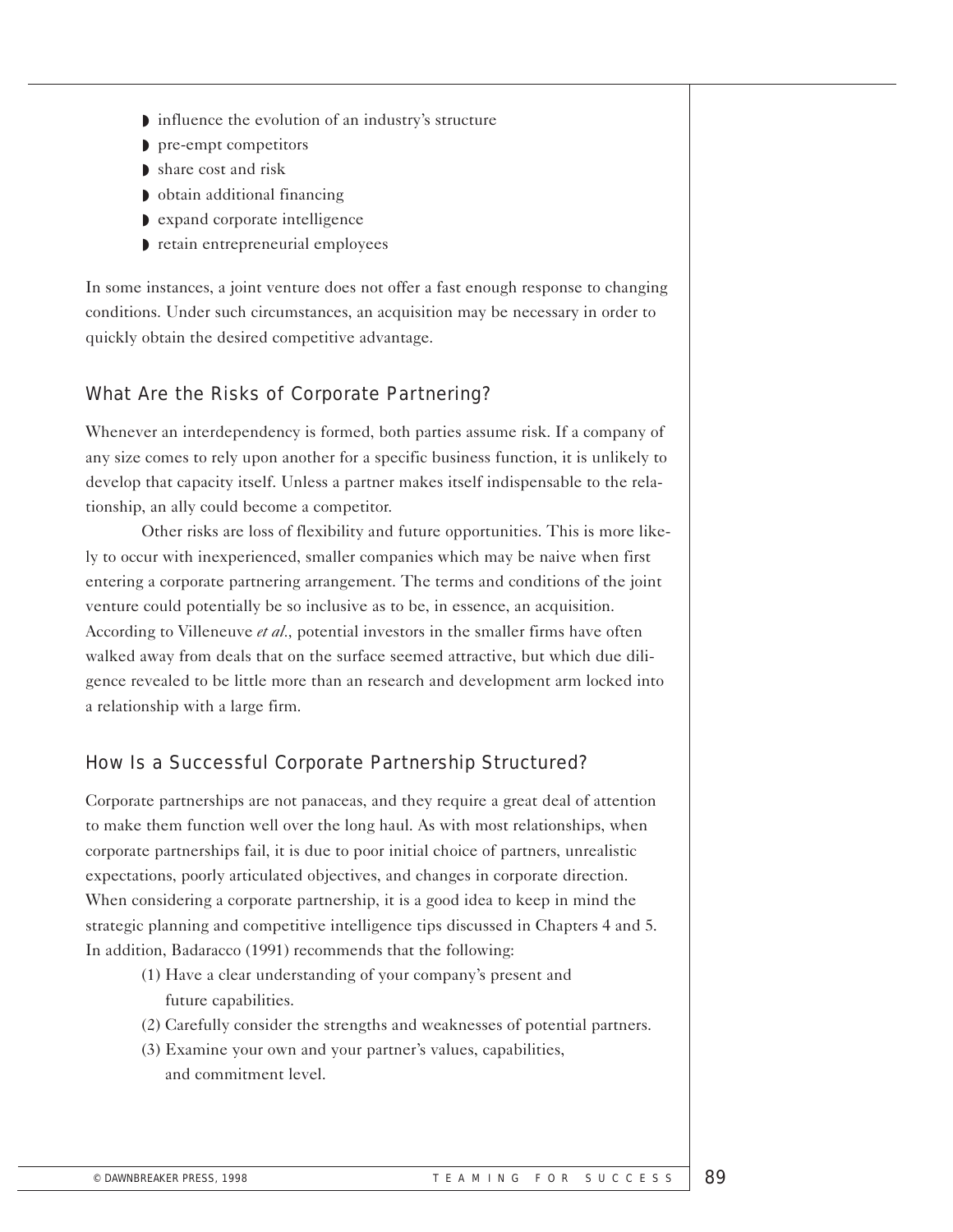- influence the evolution of an industry's structure
- pre-empt competitors
- share cost and risk
- obtain additional financing
- expand corporate intelligence
- retain entrepreneurial employees

In some instances, a joint venture does not offer a fast enough response to changing conditions. Under such circumstances, an acquisition may be necessary in order to quickly obtain the desired competitive advantage.

## What Are the Risks of Corporate Partnering?

Whenever an interdependency is formed, both parties assume risk. If a company of any size comes to rely upon another for a specific business function, it is unlikely to develop that capacity itself. Unless a partner makes itself indispensable to the relationship, an ally could become a competitor.

Other risks are loss of flexibility and future opportunities. This is more likely to occur with inexperienced, smaller companies which may be naive when first entering a corporate partnering arrangement. The terms and conditions of the joint venture could potentially be so inclusive as to be, in essence, an acquisition. According to Villeneuve *et al.*, potential investors in the smaller firms have often walked away from deals that on the surface seemed attractive, but which due diligence revealed to be little more than an research and development arm locked into a relationship with a large firm.

## How Is a Successful Corporate Partnership Structured?

Corporate partnerships are not panaceas, and they require a great deal of attention to make them function well over the long haul. As with most relationships, when corporate partnerships fail, it is due to poor initial choice of partners, unrealistic expectations, poorly articulated objectives, and changes in corporate direction. When considering a corporate partnership, it is a good idea to keep in mind the strategic planning and competitive intelligence tips discussed in Chapters 4 and 5. In addition, Badaracco (1991) recommends that the following:

(1) Have a clear understanding of your company's present and future capabilities.

(2) Carefully consider the strengths and weaknesses of potential partners.

(3) Examine your own and your partner's values, capabilities, and commitment level.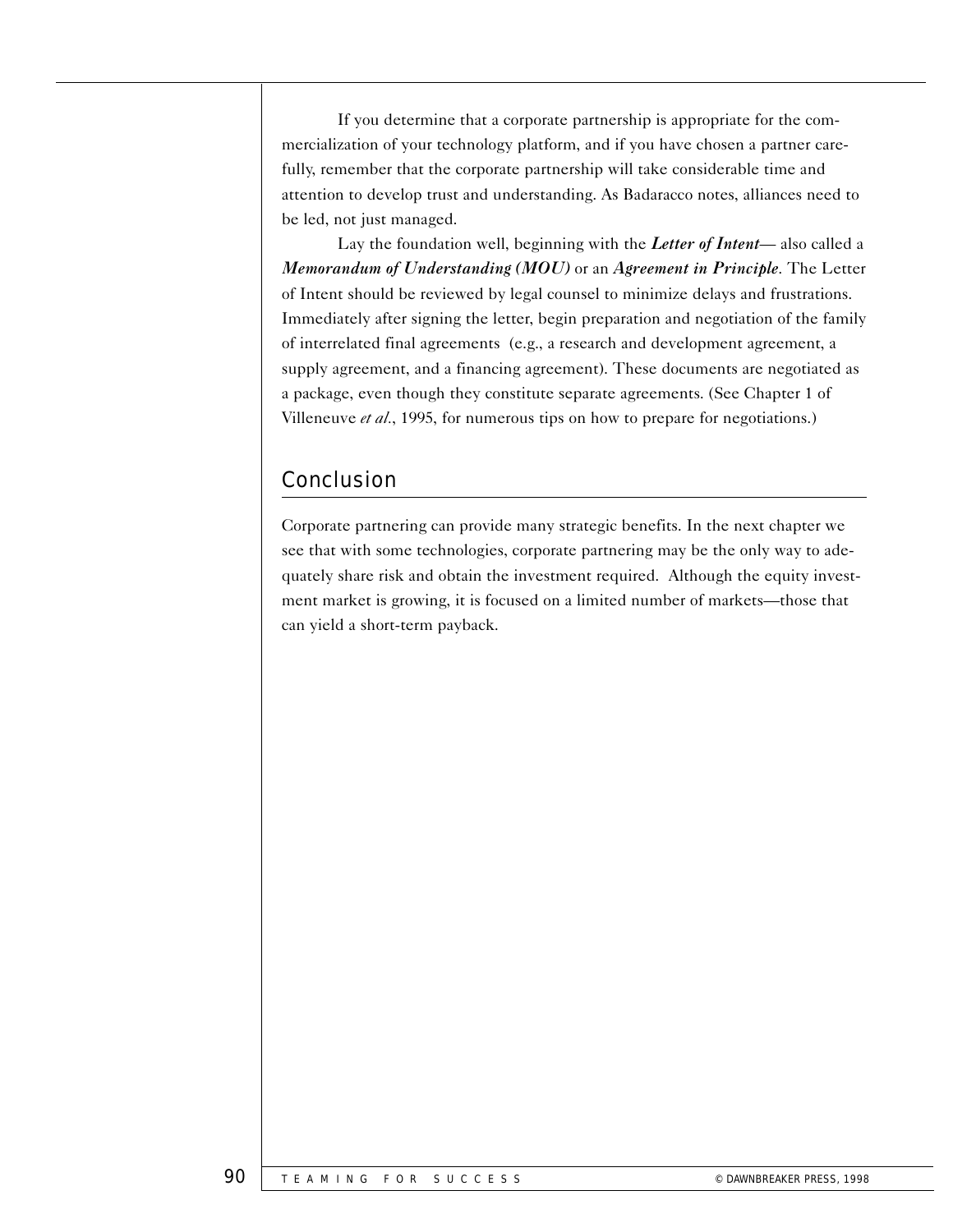If you determine that a corporate partnership is appropriate for the commercialization of your technology platform, and if you have chosen a partner carefully, remember that the corporate partnership will take considerable time and attention to develop trust and understanding. As Badaracco notes, alliances need to be led, not just managed.

Lay the foundation well, beginning with the ***Letter of Intent***— also called a ***Memorandum of Understanding (MOU)*** or an ***Agreement in Principle***. The Letter of Intent should be reviewed by legal counsel to minimize delays and frustrations. Immediately after signing the letter, begin preparation and negotiation of the family of interrelated final agreements (e.g., a research and development agreement, a supply agreement, and a financing agreement). These documents are negotiated as a package, even though they constitute separate agreements. (See Chapter 1 of Villeneuve *et al.*, 1995, for numerous tips on how to prepare for negotiations.)

## Conclusion

Corporate partnering can provide many strategic benefits. In the next chapter we see that with some technologies, corporate partnering may be the only way to adequately share risk and obtain the investment required. Although the equity investment market is growing, it is focused on a limited number of markets—those that can yield a short-term payback.